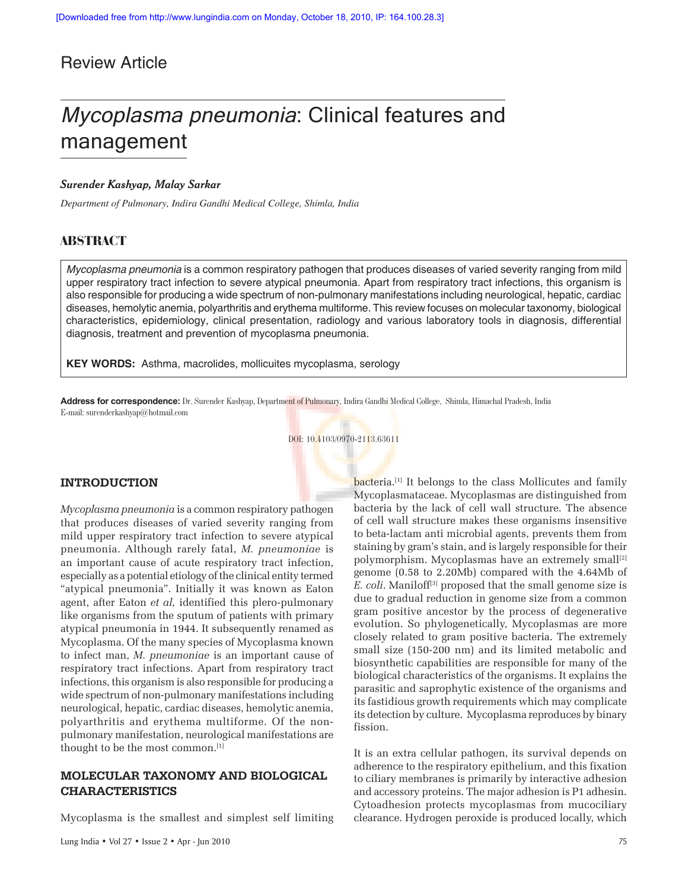Review Article

# *Mycoplasma pneumonia*: Clinical features and management

***Surender Kashyap, Malay Sarkar***

*Department of Pulmonary, Indira Gandhi Medical College, Shimla, India*

## ABSTRACT

*Mycoplasma pneumonia* is a common respiratory pathogen that produces diseases of varied severity ranging from mild upper respiratory tract infection to severe atypical pneumonia. Apart from respiratory tract infections, this organism is also responsible for producing a wide spectrum of non-pulmonary manifestations including neurological, hepatic, cardiac diseases, hemolytic anemia, polyarthritis and erythema multiforme. This review focuses on molecular taxonomy, biological characteristics, epidemiology, clinical presentation, radiology and various laboratory tools in diagnosis, differential diagnosis, treatment and prevention of mycoplasma pneumonia.

**KEY WORDS:** Asthma, macrolides, mollicuites mycoplasma, serology

**Address for correspondence:** Dr. Surender Kashyap, Department of Pulmonary, Indira Gandhi Medical College, Shimla, Himachal Pradesh, India
E-mail: surenderkashyap@hotmail.com

DOI: 10.4103/0970-2113.63611

## INTRODUCTION

*Mycoplasma pneumonia* is a common respiratory pathogen that produces diseases of varied severity ranging from mild upper respiratory tract infection to severe atypical pneumonia. Although rarely fatal, *M. pneumoniae* is an important cause of acute respiratory tract infection, especially as a potential etiology of the clinical entity termed "atypical pneumonia". Initially it was known as Eaton agent, after Eaton *et al,* identified this plero-pulmonary like organisms from the sputum of patients with primary atypical pneumonia in 1944. It subsequently renamed as Mycoplasma. Of the many species of Mycoplasma known to infect man, *M. pneumoniae* is an important cause of respiratory tract infections. Apart from respiratory tract infections, this organism is also responsible for producing a wide spectrum of non-pulmonary manifestations including neurological, hepatic, cardiac diseases, hemolytic anemia, polyarthritis and erythema multiforme. Of the non-pulmonary manifestation, neurological manifestations are thought to be the most common.[1]

## MOLECULAR TAXONOMY AND BIOLOGICAL CHARACTERISTICS

Mycoplasma is the smallest and simplest self limiting bacteria.[1] It belongs to the class Mollicutes and family Mycoplasmataceae. Mycoplasmas are distinguished from bacteria by the lack of cell wall structure. The absence of cell wall structure makes these organisms insensitive to beta-lactam anti microbial agents, prevents them from staining by gram's stain, and is largely responsible for their polymorphism. Mycoplasmas have an extremely small[2] genome (0.58 to 2.20Mb) compared with the 4.64Mb of *E. coli*. Maniloff[3] proposed that the small genome size is due to gradual reduction in genome size from a common gram positive ancestor by the process of degenerative evolution. So phylogenetically, Mycoplasmas are more closely related to gram positive bacteria. The extremely small size (150-200 nm) and its limited metabolic and biosynthetic capabilities are responsible for many of the biological characteristics of the organisms. It explains the parasitic and saprophytic existence of the organisms and its fastidious growth requirements which may complicate its detection by culture. Mycoplasma reproduces by binary fission.

It is an extra cellular pathogen, its survival depends on adherence to the respiratory epithelium, and this fixation to ciliary membranes is primarily by interactive adhesion and accessory proteins. The major adhesion is P1 adhesin. Cytoadhesion protects mycoplasmas from mucociliary clearance. Hydrogen peroxide is produced locally, which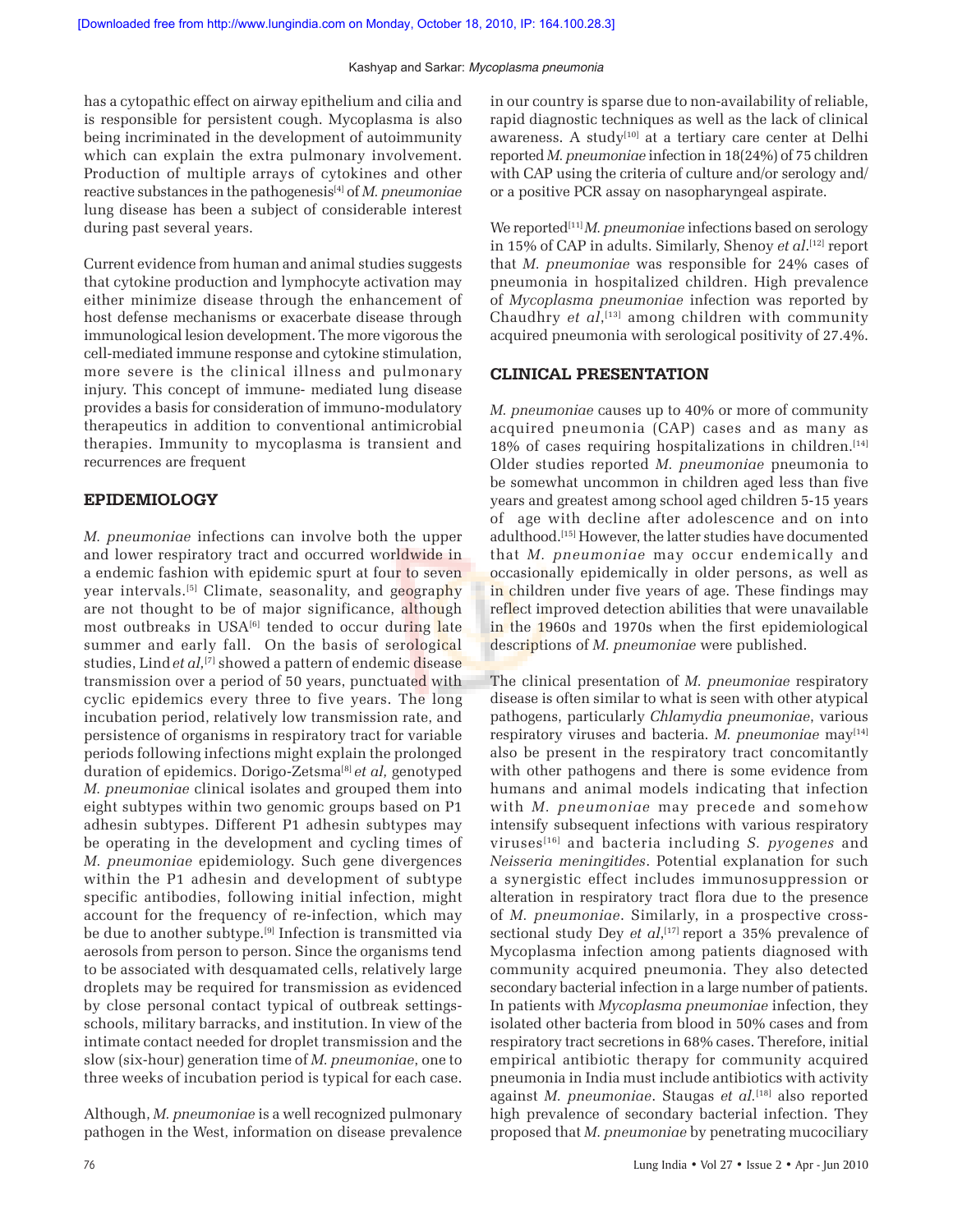has a cytopathic effect on airway epithelium and cilia and is responsible for persistent cough. Mycoplasma is also being incriminated in the development of autoimmunity which can explain the extra pulmonary involvement. Production of multiple arrays of cytokines and other reactive substances in the pathogenesis[4] of *M. pneumoniae* lung disease has been a subject of considerable interest during past several years.

Current evidence from human and animal studies suggests that cytokine production and lymphocyte activation may either minimize disease through the enhancement of host defense mechanisms or exacerbate disease through immunological lesion development. The more vigorous the cell-mediated immune response and cytokine stimulation, more severe is the clinical illness and pulmonary injury. This concept of immune- mediated lung disease provides a basis for consideration of immuno-modulatory therapeutics in addition to conventional antimicrobial therapies. Immunity to mycoplasma is transient and recurrences are frequent

## EPIDEMIOLOGY

*M. pneumoniae* infections can involve both the upper and lower respiratory tract and occurred worldwide in a endemic fashion with epidemic spurt at four to seven year intervals.[5] Climate, seasonality, and geography are not thought to be of major significance, although most outbreaks in USA[6] tended to occur during late summer and early fall. On the basis of serological studies, Lind *et al*,[7] showed a pattern of endemic disease transmission over a period of 50 years, punctuated with cyclic epidemics every three to five years. The long incubation period, relatively low transmission rate, and persistence of organisms in respiratory tract for variable periods following infections might explain the prolonged duration of epidemics. Dorigo-Zetsma[8] *et al*, genotyped *M. pneumoniae* clinical isolates and grouped them into eight subtypes within two genomic groups based on P1 adhesin subtypes. Different P1 adhesin subtypes may be operating in the development and cycling times of *M. pneumoniae* epidemiology. Such gene divergences within the P1 adhesin and development of subtype specific antibodies, following initial infection, might account for the frequency of re-infection, which may be due to another subtype.[9] Infection is transmitted via aerosols from person to person. Since the organisms tend to be associated with desquamated cells, relatively large droplets may be required for transmission as evidenced by close personal contact typical of outbreak settings-schools, military barracks, and institution. In view of the intimate contact needed for droplet transmission and the slow (six-hour) generation time of *M. pneumoniae*, one to three weeks of incubation period is typical for each case.

Although, *M. pneumoniae* is a well recognized pulmonary pathogen in the West, information on disease prevalence in our country is sparse due to non-availability of reliable, rapid diagnostic techniques as well as the lack of clinical awareness. A study[10] at a tertiary care center at Delhi reported *M. pneumoniae* infection in 18(24%) of 75 children with CAP using the criteria of culture and/or serology and/or a positive PCR assay on nasopharyngeal aspirate.

We reported[11] *M. pneumoniae* infections based on serology in 15% of CAP in adults. Similarly, Shenoy *et al*.[12] report that *M. pneumoniae* was responsible for 24% cases of pneumonia in hospitalized children. High prevalence of *Mycoplasma pneumoniae* infection was reported by Chaudhry *et al*,[13] among children with community acquired pneumonia with serological positivity of 27.4%.

## CLINICAL PRESENTATION

*M. pneumoniae* causes up to 40% or more of community acquired pneumonia (CAP) cases and as many as 18% of cases requiring hospitalizations in children.[14] Older studies reported *M. pneumoniae* pneumonia to be somewhat uncommon in children aged less than five years and greatest among school aged children 5-15 years of age with decline after adolescence and on into adulthood.[15] However, the latter studies have documented that *M. pneumoniae* may occur endemically and occasionally epidemically in older persons, as well as in children under five years of age. These findings may reflect improved detection abilities that were unavailable in the 1960s and 1970s when the first epidemiological descriptions of *M. pneumoniae* were published.

The clinical presentation of *M. pneumoniae* respiratory disease is often similar to what is seen with other atypical pathogens, particularly *Chlamydia pneumoniae*, various respiratory viruses and bacteria. *M. pneumoniae* may[14] also be present in the respiratory tract concomitantly with other pathogens and there is some evidence from humans and animal models indicating that infection with *M. pneumoniae* may precede and somehow intensify subsequent infections with various respiratory viruses[16] and bacteria including *S. pyogenes* and *Neisseria meningitides*. Potential explanation for such a synergistic effect includes immunosuppression or alteration in respiratory tract flora due to the presence of *M. pneumoniae*. Similarly, in a prospective cross-sectional study Dey *et al*,[17] report a 35% prevalence of Mycoplasma infection among patients diagnosed with community acquired pneumonia. They also detected secondary bacterial infection in a large number of patients. In patients with *Mycoplasma pneumoniae* infection, they isolated other bacteria from blood in 50% cases and from respiratory tract secretions in 68% cases. Therefore, initial empirical antibiotic therapy for community acquired pneumonia in India must include antibiotics with activity against *M. pneumoniae*. Staugas *et al*.[18] also reported high prevalence of secondary bacterial infection. They proposed that *M. pneumoniae* by penetrating mucociliary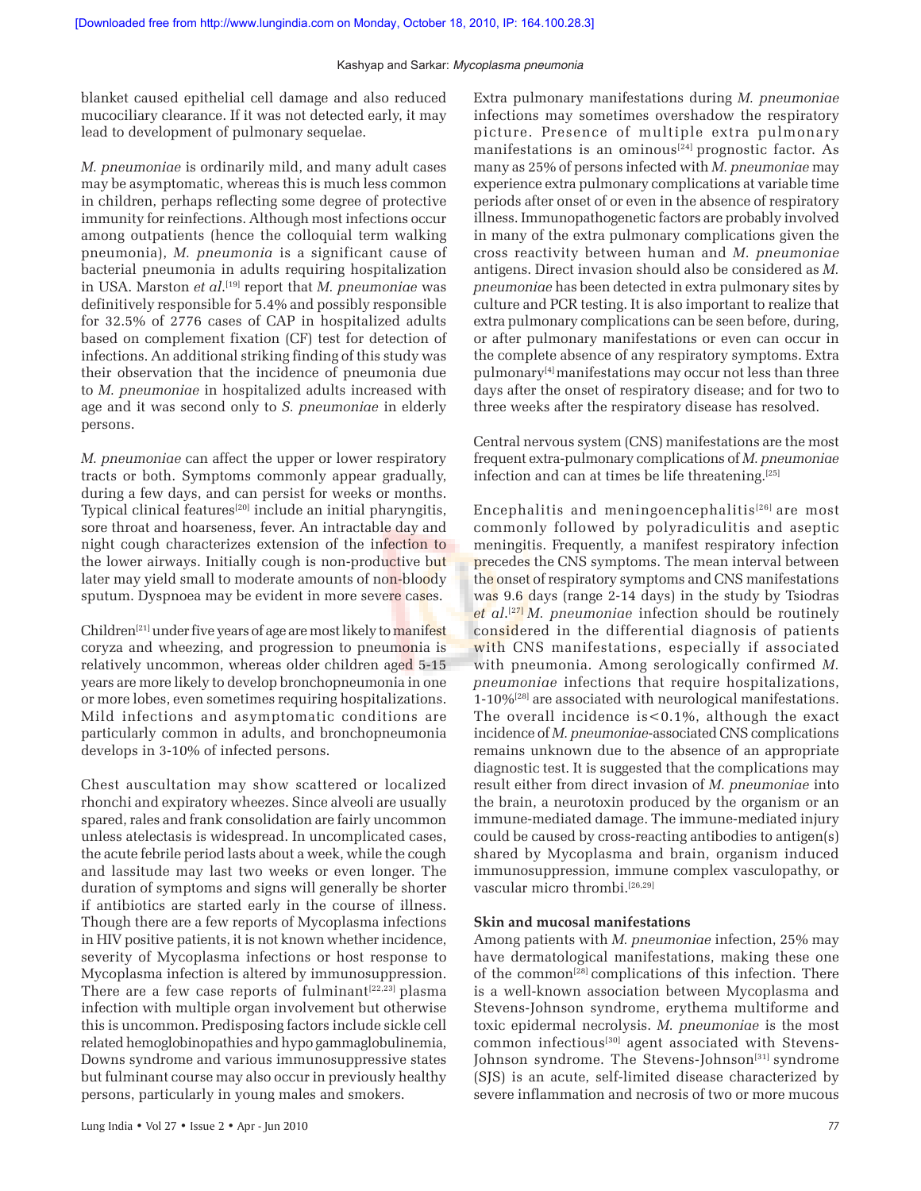blanket caused epithelial cell damage and also reduced mucociliary clearance. If it was not detected early, it may lead to development of pulmonary sequelae.

*M. pneumoniae* is ordinarily mild, and many adult cases may be asymptomatic, whereas this is much less common in children, perhaps reflecting some degree of protective immunity for reinfections. Although most infections occur among outpatients (hence the colloquial term walking pneumonia), *M. pneumonia* is a significant cause of bacterial pneumonia in adults requiring hospitalization in USA. Marston *et al*.[19] report that *M. pneumoniae* was definitively responsible for 5.4% and possibly responsible for 32.5% of 2776 cases of CAP in hospitalized adults based on complement fixation (CF) test for detection of infections. An additional striking finding of this study was their observation that the incidence of pneumonia due to *M. pneumoniae* in hospitalized adults increased with age and it was second only to *S. pneumoniae* in elderly persons.

*M. pneumoniae* can affect the upper or lower respiratory tracts or both. Symptoms commonly appear gradually, during a few days, and can persist for weeks or months. Typical clinical features[20] include an initial pharyngitis, sore throat and hoarseness, fever. An intractable day and night cough characterizes extension of the infection to the lower airways. Initially cough is non-productive but later may yield small to moderate amounts of non-bloody sputum. Dyspnoea may be evident in more severe cases.

Children[21] under five years of age are most likely to manifest coryza and wheezing, and progression to pneumonia is relatively uncommon, whereas older children aged 5-15 years are more likely to develop bronchopneumonia in one or more lobes, even sometimes requiring hospitalizations. Mild infections and asymptomatic conditions are particularly common in adults, and bronchopneumonia develops in 3-10% of infected persons.

Chest auscultation may show scattered or localized rhonchi and expiratory wheezes. Since alveoli are usually spared, rales and frank consolidation are fairly uncommon unless atelectasis is widespread. In uncomplicated cases, the acute febrile period lasts about a week, while the cough and lassitude may last two weeks or even longer. The duration of symptoms and signs will generally be shorter if antibiotics are started early in the course of illness. Though there are a few reports of Mycoplasma infections in HIV positive patients, it is not known whether incidence, severity of Mycoplasma infections or host response to Mycoplasma infection is altered by immunosuppression. There are a few case reports of fulminant[22,23] plasma infection with multiple organ involvement but otherwise this is uncommon. Predisposing factors include sickle cell related hemoglobinopathies and hypo gammaglobulinemia, Downs syndrome and various immunosuppressive states but fulminant course may also occur in previously healthy persons, particularly in young males and smokers.

Extra pulmonary manifestations during *M. pneumoniae* infections may sometimes overshadow the respiratory picture. Presence of multiple extra pulmonary manifestations is an ominous[24] prognostic factor. As many as 25% of persons infected with *M. pneumoniae* may experience extra pulmonary complications at variable time periods after onset of or even in the absence of respiratory illness. Immunopathogenetic factors are probably involved in many of the extra pulmonary complications given the cross reactivity between human and *M. pneumoniae* antigens. Direct invasion should also be considered as *M. pneumoniae* has been detected in extra pulmonary sites by culture and PCR testing. It is also important to realize that extra pulmonary complications can be seen before, during, or after pulmonary manifestations or even can occur in the complete absence of any respiratory symptoms. Extra pulmonary[4] manifestations may occur not less than three days after the onset of respiratory disease; and for two to three weeks after the respiratory disease has resolved.

Central nervous system (CNS) manifestations are the most frequent extra-pulmonary complications of *M. pneumoniae* infection and can at times be life threatening.[25]

Encephalitis and meningoencephalitis[26] are most commonly followed by polyradiculitis and aseptic meningitis. Frequently, a manifest respiratory infection precedes the CNS symptoms. The mean interval between the onset of respiratory symptoms and CNS manifestations was 9.6 days (range 2-14 days) in the study by Tsiodras *et al*.[27] *M. pneumoniae* infection should be routinely considered in the differential diagnosis of patients with CNS manifestations, especially if associated with pneumonia. Among serologically confirmed *M. pneumoniae* infections that require hospitalizations, 1-10%[28] are associated with neurological manifestations. The overall incidence is<0.1%, although the exact incidence of *M. pneumoniae*-associated CNS complications remains unknown due to the absence of an appropriate diagnostic test. It is suggested that the complications may result either from direct invasion of *M. pneumoniae* into the brain, a neurotoxin produced by the organism or an immune-mediated damage. The immune-mediated injury could be caused by cross-reacting antibodies to antigen(s) shared by Mycoplasma and brain, organism induced immunosuppression, immune complex vasculopathy, or vascular micro thrombi.[26,29]

### Skin and mucosal manifestations

Among patients with *M. pneumoniae* infection, 25% may have dermatological manifestations, making these one of the common[28] complications of this infection. There is a well-known association between Mycoplasma and Stevens-Johnson syndrome, erythema multiforme and toxic epidermal necrolysis. *M. pneumoniae* is the most common infectious[30] agent associated with Stevens-Johnson syndrome. The Stevens-Johnson[31] syndrome (SJS) is an acute, self-limited disease characterized by severe inflammation and necrosis of two or more mucous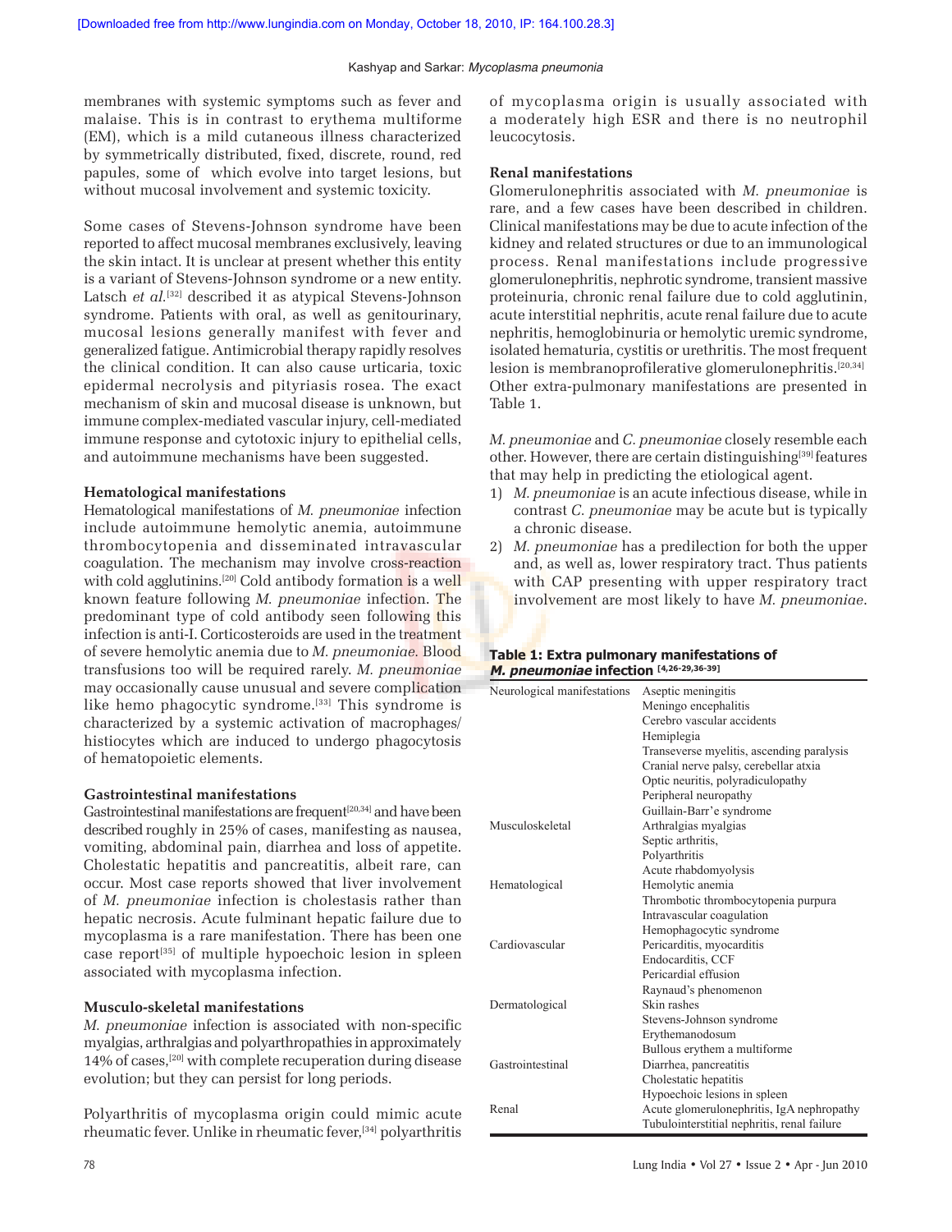membranes with systemic symptoms such as fever and malaise. This is in contrast to erythema multiforme (EM), which is a mild cutaneous illness characterized by symmetrically distributed, fixed, discrete, round, red papules, some of which evolve into target lesions, but without mucosal involvement and systemic toxicity.

Some cases of Stevens-Johnson syndrome have been reported to affect mucosal membranes exclusively, leaving the skin intact. It is unclear at present whether this entity is a variant of Stevens-Johnson syndrome or a new entity. Latsch *et al.*[32] described it as atypical Stevens-Johnson syndrome. Patients with oral, as well as genitourinary, mucosal lesions generally manifest with fever and generalized fatigue. Antimicrobial therapy rapidly resolves the clinical condition. It can also cause urticaria, toxic epidermal necrolysis and pityriasis rosea. The exact mechanism of skin and mucosal disease is unknown, but immune complex-mediated vascular injury, cell-mediated immune response and cytotoxic injury to epithelial cells, and autoimmune mechanisms have been suggested.

### Hematological manifestations

Hematological manifestations of *M. pneumoniae* infection include autoimmune hemolytic anemia, autoimmune thrombocytopenia and disseminated intravascular coagulation. The mechanism may involve cross-reaction with cold agglutinins.[20] Cold antibody formation is a well known feature following *M. pneumoniae* infection. The predominant type of cold antibody seen following this infection is anti-I. Corticosteroids are used in the treatment of severe hemolytic anemia due to *M. pneumoniae.* Blood transfusions too will be required rarely. *M. pneumoniae* may occasionally cause unusual and severe complication like hemo phagocytic syndrome.[33] This syndrome is characterized by a systemic activation of macrophages/ histiocytes which are induced to undergo phagocytosis of hematopoietic elements.

### Gastrointestinal manifestations

Gastrointestinal manifestations are frequent[20,34] and have been described roughly in 25% of cases, manifesting as nausea, vomiting, abdominal pain, diarrhea and loss of appetite. Cholestatic hepatitis and pancreatitis, albeit rare, can occur. Most case reports showed that liver involvement of *M. pneumoniae* infection is cholestasis rather than hepatic necrosis. Acute fulminant hepatic failure due to mycoplasma is a rare manifestation. There has been one case report[35] of multiple hypoechoic lesion in spleen associated with mycoplasma infection.

### Musculo-skeletal manifestations

*M. pneumoniae* infection is associated with non-specific myalgias, arthralgias and polyarthropathies in approximately 14% of cases,[20] with complete recuperation during disease evolution; but they can persist for long periods.

Polyarthritis of mycoplasma origin could mimic acute rheumatic fever. Unlike in rheumatic fever,[34] polyarthritis of mycoplasma origin is usually associated with a moderately high ESR and there is no neutrophil leucocytosis.

### Renal manifestations

Glomerulonephritis associated with *M. pneumoniae* is rare, and a few cases have been described in children. Clinical manifestations may be due to acute infection of the kidney and related structures or due to an immunological process. Renal manifestations include progressive glomerulonephritis, nephrotic syndrome, transient massive proteinuria, chronic renal failure due to cold agglutinin, acute interstitial nephritis, acute renal failure due to acute nephritis, hemoglobinuria or hemolytic uremic syndrome, isolated hematuria, cystitis or urethritis. The most frequent lesion is membranoprofilerative glomerulonephritis.[20,34] Other extra-pulmonary manifestations are presented in Table 1.

*M. pneumoniae* and *C. pneumoniae* closely resemble each other. However, there are certain distinguishing[39] features that may help in predicting the etiological agent.

1) *M. pneumoniae* is an acute infectious disease, while in contrast *C. pneumoniae* may be acute but is typically a chronic disease.
2) *M. pneumoniae* has a predilection for both the upper and, as well as, lower respiratory tract. Thus patients with CAP presenting with upper respiratory tract involvement are most likely to have *M. pneumoniae*.

**Table 1: Extra pulmonary manifestations of *M. pneumoniae* infection** [4,26-29,36-39]

| | |
|---|---|
| Neurological manifestations | Aseptic meningitis |
| | Meningo encephalitis |
| | Cerebro vascular accidents |
| | Hemiplegia |
| | Transeverse myelitis, ascending paralysis |
| | Cranial nerve palsy, cerebellar atxia |
| | Optic neuritis, polyradiculopathy |
| | Peripheral neuropathy |
| | Guillain-Barr'e syndrome |
| Musculoskeletal | Arthralgias myalgias |
| | Septic arthritis, |
| | Polyarthritis |
| | Acute rhabdomyolysis |
| Hematological | Hemolytic anemia |
| | Thrombotic thrombocytopenia purpura |
| | Intravascular coagulation |
| | Hemophagocytic syndrome |
| Cardiovascular | Pericarditis, myocarditis |
| | Endocarditis, CCF |
| | Pericardial effusion |
| | Raynaud's phenomenon |
| Dermatological | Skin rashes |
| | Stevens-Johnson syndrome |
| | Erythemanodosum |
| | Bullous erythem a multiforme |
| Gastrointestinal | Diarrhea, pancreatitis |
| | Cholestatic hepatitis |
| | Hypoechoic lesions in spleen |
| Renal | Acute glomerulonephritis, IgA nephropathy |
| | Tubulointerstitial nephritis, renal failure |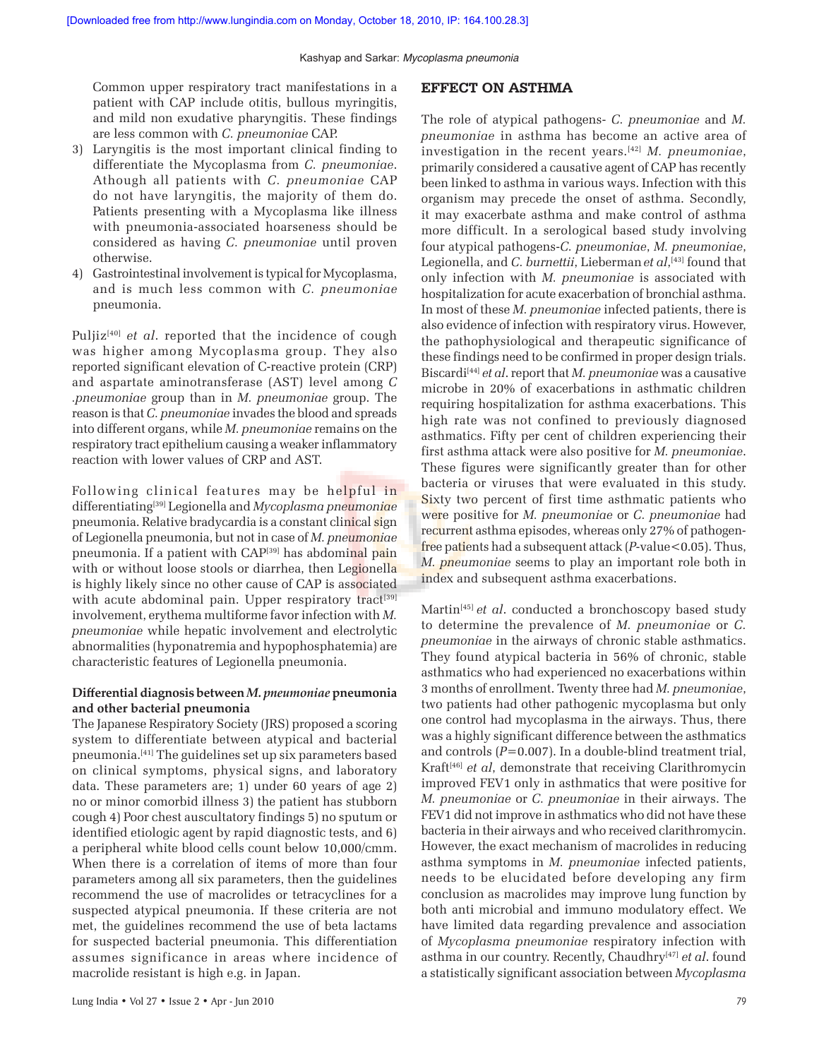Common upper respiratory tract manifestations in a patient with CAP include otitis, bullous myringitis, and mild non exudative pharyngitis. These findings are less common with *C. pneumoniae* CAP.

3) Laryngitis is the most important clinical finding to differentiate the Mycoplasma from *C. pneumoniae*. Athough all patients with *C. pneumoniae* CAP do not have laryngitis, the majority of them do. Patients presenting with a Mycoplasma like illness with pneumonia-associated hoarseness should be considered as having *C. pneumoniae* until proven otherwise.
4) Gastrointestinal involvement is typical for Mycoplasma, and is much less common with *C. pneumoniae* pneumonia.

Puljiz[40] *et al*. reported that the incidence of cough was higher among Mycoplasma group. They also reported significant elevation of C-reactive protein (CRP) and aspartate aminotransferase (AST) level among *C .pneumoniae* group than in *M. pneumoniae* group. The reason is that *C. pneumoniae* invades the blood and spreads into different organs, while *M. pneumoniae* remains on the respiratory tract epithelium causing a weaker inflammatory reaction with lower values of CRP and AST.

Following clinical features may be helpful in differentiating[39] Legionella and *Mycoplasma pneumoniae* pneumonia. Relative bradycardia is a constant clinical sign of Legionella pneumonia, but not in case of *M. pneumoniae* pneumonia. If a patient with CAP[39] has abdominal pain with or without loose stools or diarrhea, then Legionella is highly likely since no other cause of CAP is associated with acute abdominal pain. Upper respiratory tract[39] involvement, erythema multiforme favor infection with *M. pneumoniae* while hepatic involvement and electrolytic abnormalities (hyponatremia and hypophosphatemia) are characteristic features of Legionella pneumonia.

### Differential diagnosis between *M. pneumoniae* pneumonia and other bacterial pneumonia

The Japanese Respiratory Society (JRS) proposed a scoring system to differentiate between atypical and bacterial pneumonia.[41] The guidelines set up six parameters based on clinical symptoms, physical signs, and laboratory data. These parameters are; 1) under 60 years of age 2) no or minor comorbid illness 3) the patient has stubborn cough 4) Poor chest auscultatory findings 5) no sputum or identified etiologic agent by rapid diagnostic tests, and 6) a peripheral white blood cells count below 10,000/cmm. When there is a correlation of items of more than four parameters among all six parameters, then the guidelines recommend the use of macrolides or tetracyclines for a suspected atypical pneumonia. If these criteria are not met, the guidelines recommend the use of beta lactams for suspected bacterial pneumonia. This differentiation assumes significance in areas where incidence of macrolide resistant is high e.g. in Japan.

## EFFECT ON ASTHMA

The role of atypical pathogens- *C. pneumoniae* and *M. pneumoniae* in asthma has become an active area of investigation in the recent years.[42] *M. pneumoniae*, primarily considered a causative agent of CAP has recently been linked to asthma in various ways. Infection with this organism may precede the onset of asthma. Secondly, it may exacerbate asthma and make control of asthma more difficult. In a serological based study involving four atypical pathogens-*C. pneumoniae*, *M. pneumoniae*, Legionella, and *C. burnettii*, Lieberman *et al*,[43] found that only infection with *M. pneumoniae* is associated with hospitalization for acute exacerbation of bronchial asthma. In most of these *M. pneumoniae* infected patients, there is also evidence of infection with respiratory virus. However, the pathophysiological and therapeutic significance of these findings need to be confirmed in proper design trials. Biscardi[44] *et al*. report that *M. pneumoniae* was a causative microbe in 20% of exacerbations in asthmatic children requiring hospitalization for asthma exacerbations. This high rate was not confined to previously diagnosed asthmatics. Fifty per cent of children experiencing their first asthma attack were also positive for *M. pneumoniae*. These figures were significantly greater than for other bacteria or viruses that were evaluated in this study. Sixty two percent of first time asthmatic patients who were positive for *M. pneumoniae* or *C. pneumoniae* had recurrent asthma episodes, whereas only 27% of pathogen-free patients had a subsequent attack ($P$-value$<0.05$). Thus, *M. pneumoniae* seems to play an important role both in index and subsequent asthma exacerbations.

Martin[45] *et al*. conducted a bronchoscopy based study to determine the prevalence of *M. pneumoniae* or *C. pneumoniae* in the airways of chronic stable asthmatics. They found atypical bacteria in 56% of chronic, stable asthmatics who had experienced no exacerbations within 3 months of enrollment. Twenty three had *M. pneumoniae*, two patients had other pathogenic mycoplasma but only one control had mycoplasma in the airways. Thus, there was a highly significant difference between the asthmatics and controls ($P=0.007$). In a double-blind treatment trial, Kraft[46] *et al*, demonstrate that receiving Clarithromycin improved FEV1 only in asthmatics that were positive for *M. pneumoniae* or *C. pneumoniae* in their airways. The FEV1 did not improve in asthmatics who did not have these bacteria in their airways and who received clarithromycin. However, the exact mechanism of macrolides in reducing asthma symptoms in *M. pneumoniae* infected patients, needs to be elucidated before developing any firm conclusion as macrolides may improve lung function by both anti microbial and immuno modulatory effect. We have limited data regarding prevalence and association of *Mycoplasma pneumoniae* respiratory infection with asthma in our country. Recently, Chaudhry[47] *et al*. found a statistically significant association between *Mycoplasma*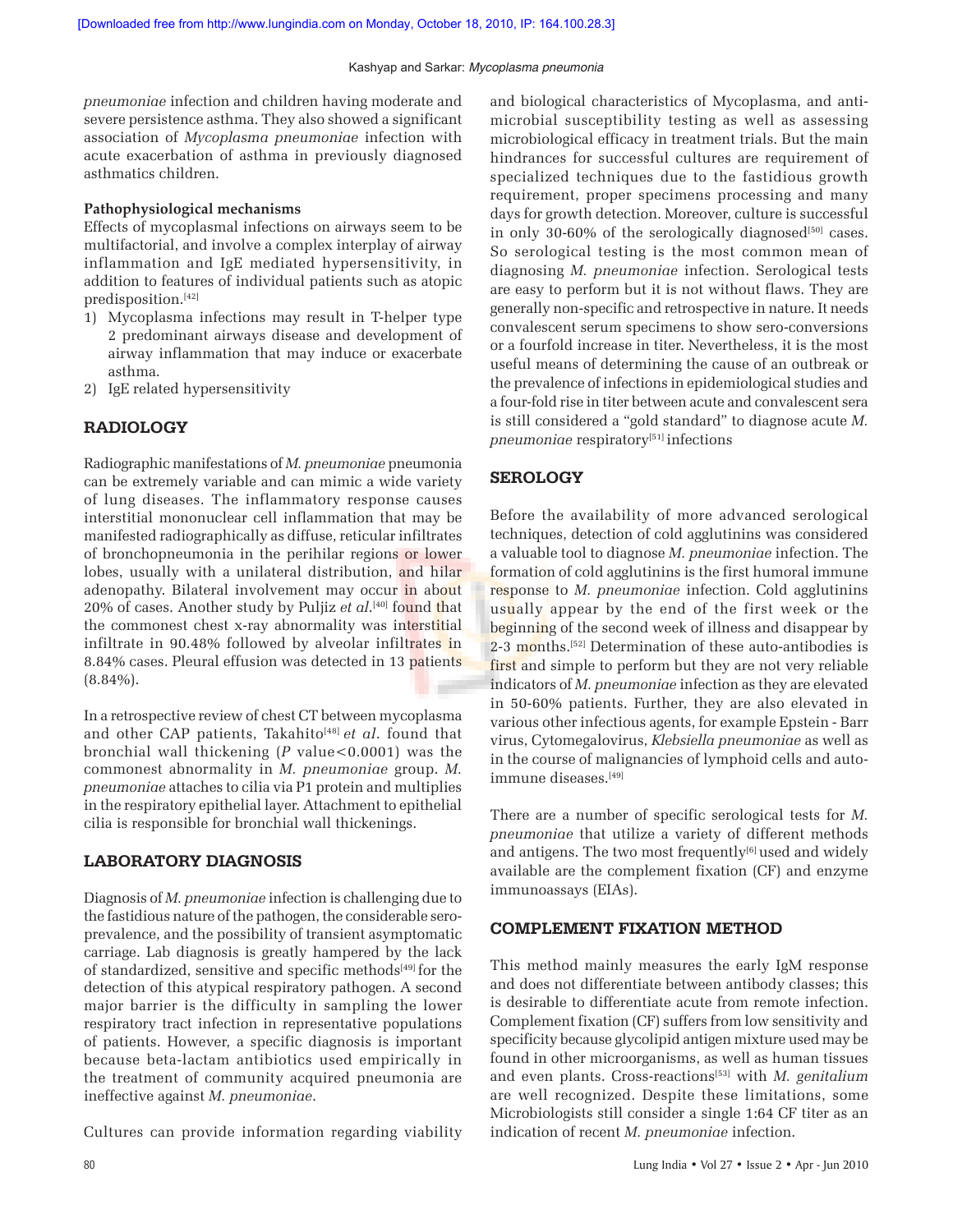*pneumoniae* infection and children having moderate and severe persistence asthma. They also showed a significant association of *Mycoplasma pneumoniae* infection with acute exacerbation of asthma in previously diagnosed asthmatics children.

**Pathophysiological mechanisms**

Effects of mycoplasmal infections on airways seem to be multifactorial, and involve a complex interplay of airway inflammation and IgE mediated hypersensitivity, in addition to features of individual patients such as atopic predisposition.[42]

1) Mycoplasma infections may result in T-helper type 2 predominant airways disease and development of airway inflammation that may induce or exacerbate asthma.
2) IgE related hypersensitivity

## RADIOLOGY

Radiographic manifestations of *M. pneumoniae* pneumonia can be extremely variable and can mimic a wide variety of lung diseases. The inflammatory response causes interstitial mononuclear cell inflammation that may be manifested radiographically as diffuse, reticular infiltrates of bronchopneumonia in the perihilar regions or lower lobes, usually with a unilateral distribution, and hilar adenopathy. Bilateral involvement may occur in about 20% of cases. Another study by Puljiz *et al*.[40] found that the commonest chest x-ray abnormality was interstitial infiltrate in 90.48% followed by alveolar infiltrates in 8.84% cases. Pleural effusion was detected in 13 patients (8.84%).

In a retrospective review of chest CT between mycoplasma and other CAP patients, Takahito[48] *et al*. found that bronchial wall thickening ($P$ value<0.0001) was the commonest abnormality in *M. pneumoniae* group. *M. pneumoniae* attaches to cilia via P1 protein and multiplies in the respiratory epithelial layer. Attachment to epithelial cilia is responsible for bronchial wall thickenings.

## LABORATORY DIAGNOSIS

Diagnosis of *M. pneumoniae* infection is challenging due to the fastidious nature of the pathogen, the considerable sero-prevalence, and the possibility of transient asymptomatic carriage. Lab diagnosis is greatly hampered by the lack of standardized, sensitive and specific methods[49] for the detection of this atypical respiratory pathogen. A second major barrier is the difficulty in sampling the lower respiratory tract infection in representative populations of patients. However, a specific diagnosis is important because beta-lactam antibiotics used empirically in the treatment of community acquired pneumonia are ineffective against *M. pneumoniae*.

Cultures can provide information regarding viability and biological characteristics of Mycoplasma, and anti-microbial susceptibility testing as well as assessing microbiological efficacy in treatment trials. But the main hindrances for successful cultures are requirement of specialized techniques due to the fastidious growth requirement, proper specimens processing and many days for growth detection. Moreover, culture is successful in only 30-60% of the serologically diagnosed[50] cases. So serological testing is the most common mean of diagnosing *M. pneumoniae* infection. Serological tests are easy to perform but it is not without flaws. They are generally non-specific and retrospective in nature. It needs convalescent serum specimens to show sero-conversions or a fourfold increase in titer. Nevertheless, it is the most useful means of determining the cause of an outbreak or the prevalence of infections in epidemiological studies and a four-fold rise in titer between acute and convalescent sera is still considered a "gold standard" to diagnose acute *M. pneumoniae* respiratory[51] infections

## SEROLOGY

Before the availability of more advanced serological techniques, detection of cold agglutinins was considered a valuable tool to diagnose *M. pneumoniae* infection. The formation of cold agglutinins is the first humoral immune response to *M. pneumoniae* infection. Cold agglutinins usually appear by the end of the first week or the beginning of the second week of illness and disappear by 2-3 months.[52] Determination of these auto-antibodies is first and simple to perform but they are not very reliable indicators of *M. pneumoniae* infection as they are elevated in 50-60% patients. Further, they are also elevated in various other infectious agents, for example Epstein - Barr virus, Cytomegalovirus, *Klebsiella pneumoniae* as well as in the course of malignancies of lymphoid cells and auto-immune diseases.[49]

There are a number of specific serological tests for *M. pneumoniae* that utilize a variety of different methods and antigens. The two most frequently[6] used and widely available are the complement fixation (CF) and enzyme immunoassays (EIAs).

## COMPLEMENT FIXATION METHOD

This method mainly measures the early IgM response and does not differentiate between antibody classes; this is desirable to differentiate acute from remote infection. Complement fixation (CF) suffers from low sensitivity and specificity because glycolipid antigen mixture used may be found in other microorganisms, as well as human tissues and even plants. Cross-reactions[53] with *M. genitalium* are well recognized. Despite these limitations, some Microbiologists still consider a single 1:64 CF titer as an indication of recent *M. pneumoniae* infection.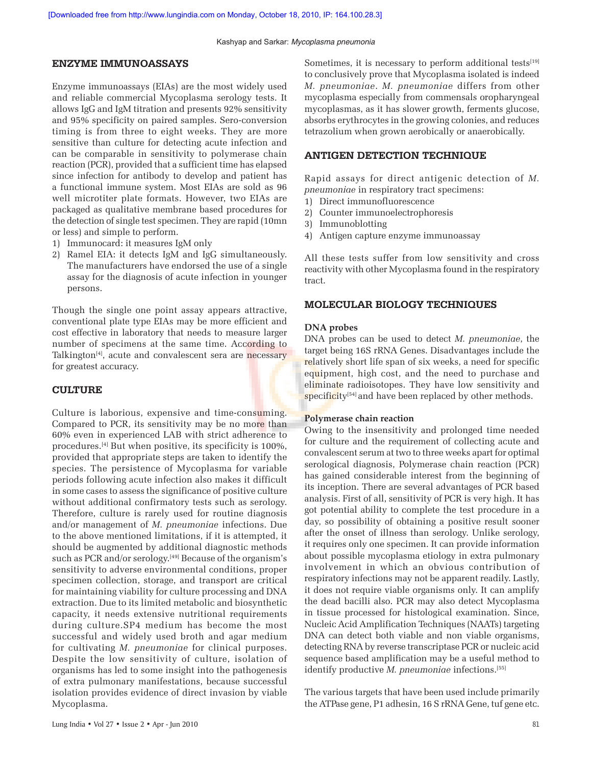## ENZYME IMMUNOASSAYS

Enzyme immunoassays (EIAs) are the most widely used and reliable commercial Mycoplasma serology tests. It allows IgG and IgM titration and presents 92% sensitivity and 95% specificity on paired samples. Sero-conversion timing is from three to eight weeks. They are more sensitive than culture for detecting acute infection and can be comparable in sensitivity to polymerase chain reaction (PCR), provided that a sufficient time has elapsed since infection for antibody to develop and patient has a functional immune system. Most EIAs are sold as 96 well microtiter plate formats. However, two EIAs are packaged as qualitative membrane based procedures for the detection of single test specimen. They are rapid (10mn or less) and simple to perform.

1) Immunocard: it measures IgM only
2) Ramel EIA: it detects IgM and IgG simultaneously. The manufacturers have endorsed the use of a single assay for the diagnosis of acute infection in younger persons.

Though the single one point assay appears attractive, conventional plate type EIAs may be more efficient and cost effective in laboratory that needs to measure larger number of specimens at the same time. According to Talkington[4], acute and convalescent sera are necessary for greatest accuracy.

## CULTURE

Culture is laborious, expensive and time-consuming. Compared to PCR, its sensitivity may be no more than 60% even in experienced LAB with strict adherence to procedures.[4] But when positive, its specificity is 100%, provided that appropriate steps are taken to identify the species. The persistence of Mycoplasma for variable periods following acute infection also makes it difficult in some cases to assess the significance of positive culture without additional confirmatory tests such as serology. Therefore, culture is rarely used for routine diagnosis and/or management of *M. pneumoniae* infections. Due to the above mentioned limitations, if it is attempted, it should be augmented by additional diagnostic methods such as PCR and/or serology.[49] Because of the organism's sensitivity to adverse environmental conditions, proper specimen collection, storage, and transport are critical for maintaining viability for culture processing and DNA extraction. Due to its limited metabolic and biosynthetic capacity, it needs extensive nutritional requirements during culture.SP4 medium has become the most successful and widely used broth and agar medium for cultivating *M. pneumoniae* for clinical purposes. Despite the low sensitivity of culture, isolation of organisms has led to some insight into the pathogenesis of extra pulmonary manifestations, because successful isolation provides evidence of direct invasion by viable Mycoplasma.

Sometimes, it is necessary to perform additional tests[19] to conclusively prove that Mycoplasma isolated is indeed *M. pneumoniae*. *M. pneumoniae* differs from other mycoplasma especially from commensals oropharyngeal mycoplasmas, as it has slower growth, ferments glucose, absorbs erythrocytes in the growing colonies, and reduces tetrazolium when grown aerobically or anaerobically.

## ANTIGEN DETECTION TECHNIQUE

Rapid assays for direct antigenic detection of *M. pneumoniae* in respiratory tract specimens:

1) Direct immunofluorescence
2) Counter immunoelectrophoresis
3) Immunoblotting
4) Antigen capture enzyme immunoassay

All these tests suffer from low sensitivity and cross reactivity with other Mycoplasma found in the respiratory tract.

## MOLECULAR BIOLOGY TECHNIQUES

### DNA probes

DNA probes can be used to detect *M. pneumoniae*, the target being 16S rRNA Genes. Disadvantages include the relatively short life span of six weeks, a need for specific equipment, high cost, and the need to purchase and eliminate radioisotopes. They have low sensitivity and specificity[54] and have been replaced by other methods.

### Polymerase chain reaction

Owing to the insensitivity and prolonged time needed for culture and the requirement of collecting acute and convalescent serum at two to three weeks apart for optimal serological diagnosis, Polymerase chain reaction (PCR) has gained considerable interest from the beginning of its inception. There are several advantages of PCR based analysis. First of all, sensitivity of PCR is very high. It has got potential ability to complete the test procedure in a day, so possibility of obtaining a positive result sooner after the onset of illness than serology. Unlike serology, it requires only one specimen. It can provide information about possible mycoplasma etiology in extra pulmonary involvement in which an obvious contribution of respiratory infections may not be apparent readily. Lastly, it does not require viable organisms only. It can amplify the dead bacilli also. PCR may also detect Mycoplasma in tissue processed for histological examination. Since, Nucleic Acid Amplification Techniques (NAATs) targeting DNA can detect both viable and non viable organisms, detecting RNA by reverse transcriptase PCR or nucleic acid sequence based amplification may be a useful method to identify productive *M. pneumoniae* infections.[55]

The various targets that have been used include primarily the ATPase gene, P1 adhesin, 16 S rRNA Gene, tuf gene etc.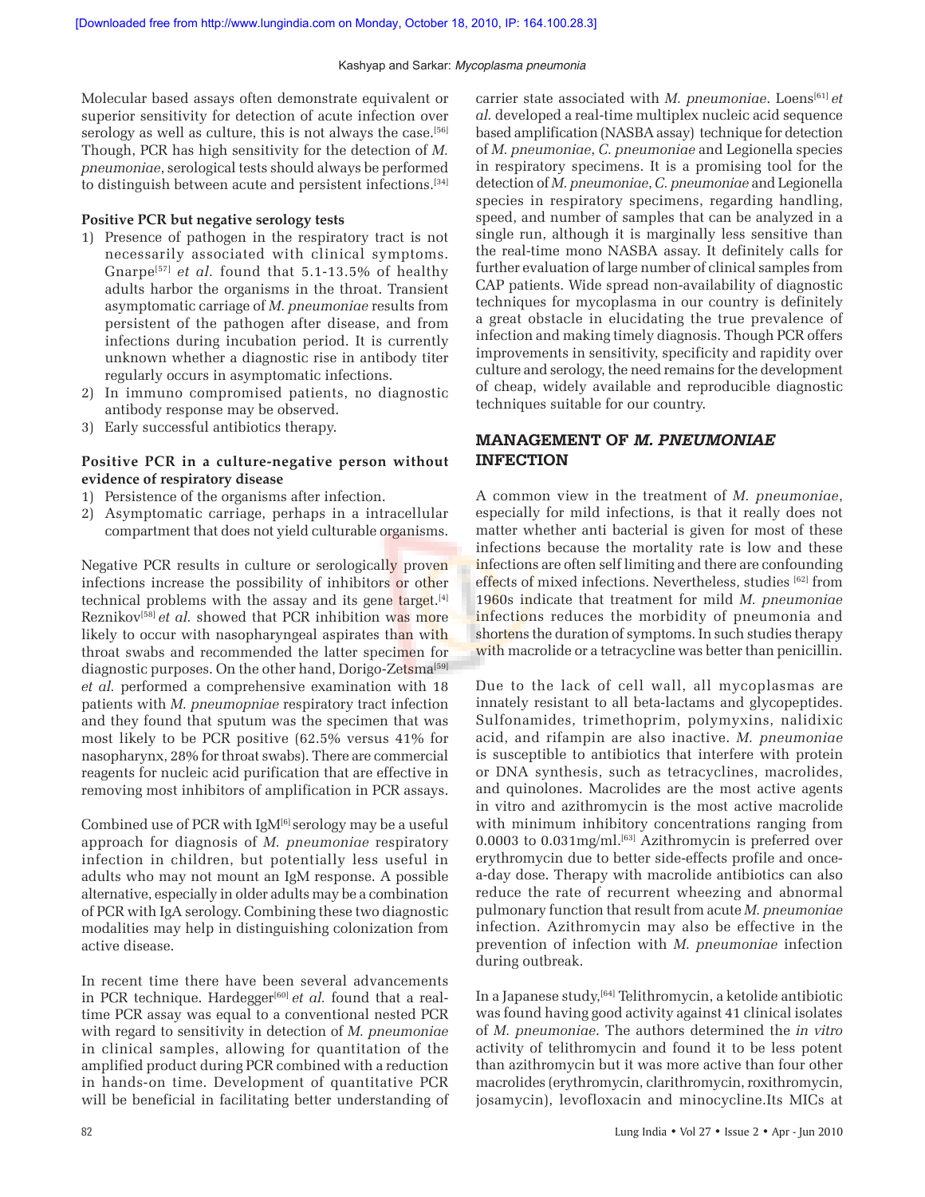Molecular based assays often demonstrate equivalent or superior sensitivity for detection of acute infection over serology as well as culture, this is not always the case.[56] Though, PCR has high sensitivity for the detection of *M. pneumoniae*, serological tests should always be performed to distinguish between acute and persistent infections.[34]

**Positive PCR but negative serology tests**

1) Presence of pathogen in the respiratory tract is not necessarily associated with clinical symptoms. Gnarpe[57] *et al.* found that 5.1-13.5% of healthy adults harbor the organisms in the throat. Transient asymptomatic carriage of *M. pneumoniae* results from persistent of the pathogen after disease, and from infections during incubation period. It is currently unknown whether a diagnostic rise in antibody titer regularly occurs in asymptomatic infections.
2) In immuno compromised patients, no diagnostic antibody response may be observed.
3) Early successful antibiotics therapy.

**Positive PCR in a culture-negative person without evidence of respiratory disease**

1) Persistence of the organisms after infection.
2) Asymptomatic carriage, perhaps in a intracellular compartment that does not yield culturable organisms.

Negative PCR results in culture or serologically proven infections increase the possibility of inhibitors or other technical problems with the assay and its gene target.[4] Reznikov[58] *et al.* showed that PCR inhibition was more likely to occur with nasopharyngeal aspirates than with throat swabs and recommended the latter specimen for diagnostic purposes. On the other hand, Dorigo-Zetsma[59] *et al.* performed a comprehensive examination with 18 patients with *M. pneumopniae* respiratory tract infection and they found that sputum was the specimen that was most likely to be PCR positive (62.5% versus 41% for nasopharynx, 28% for throat swabs). There are commercial reagents for nucleic acid purification that are effective in removing most inhibitors of amplification in PCR assays.

Combined use of PCR with IgM[6] serology may be a useful approach for diagnosis of *M. pneumoniae* respiratory infection in children, but potentially less useful in adults who may not mount an IgM response. A possible alternative, especially in older adults may be a combination of PCR with IgA serology. Combining these two diagnostic modalities may help in distinguishing colonization from active disease.

In recent time there have been several advancements in PCR technique. Hardegger[60] *et al.* found that a real-time PCR assay was equal to a conventional nested PCR with regard to sensitivity in detection of *M. pneumoniae* in clinical samples, allowing for quantitation of the amplified product during PCR combined with a reduction in hands-on time. Development of quantitative PCR will be beneficial in facilitating better understanding of carrier state associated with *M. pneumoniae*. Loens[61] *et al.* developed a real-time multiplex nucleic acid sequence based amplification (NASBA assay) technique for detection of *M. pneumoniae*, *C. pneumoniae* and Legionella species in respiratory specimens. It is a promising tool for the detection of *M. pneumoniae*, *C. pneumoniae* and Legionella species in respiratory specimens, regarding handling, speed, and number of samples that can be analyzed in a single run, although it is marginally less sensitive than the real-time mono NASBA assay. It definitely calls for further evaluation of large number of clinical samples from CAP patients. Wide spread non-availability of diagnostic techniques for mycoplasma in our country is definitely a great obstacle in elucidating the true prevalence of infection and making timely diagnosis. Though PCR offers improvements in sensitivity, specificity and rapidity over culture and serology, the need remains for the development of cheap, widely available and reproducible diagnostic techniques suitable for our country.

## MANAGEMENT OF *M. PNEUMONIAE* INFECTION

A common view in the treatment of *M. pneumoniae*, especially for mild infections, is that it really does not matter whether anti bacterial is given for most of these infections because the mortality rate is low and these infections are often self limiting and there are confounding effects of mixed infections. Nevertheless, studies[62] from 1960s indicate that treatment for mild *M. pneumoniae* infections reduces the morbidity of pneumonia and shortens the duration of symptoms. In such studies therapy with macrolide or a tetracycline was better than penicillin.

Due to the lack of cell wall, all mycoplasmas are innately resistant to all beta-lactams and glycopeptides. Sulfonamides, trimethoprim, polymyxins, nalidixic acid, and rifampin are also inactive. *M. pneumoniae* is susceptible to antibiotics that interfere with protein or DNA synthesis, such as tetracyclines, macrolides, and quinolones. Macrolides are the most active agents in vitro and azithromycin is the most active macrolide with minimum inhibitory concentrations ranging from 0.0003 to 0.031mg/ml.[63] Azithromycin is preferred over erythromycin due to better side-effects profile and once-a-day dose. Therapy with macrolide antibiotics can also reduce the rate of recurrent wheezing and abnormal pulmonary function that result from acute *M. pneumoniae* infection. Azithromycin may also be effective in the prevention of infection with *M. pneumoniae* infection during outbreak.

In a Japanese study,[64] Telithromycin, a ketolide antibiotic was found having good activity against 41 clinical isolates of *M. pneumoniae*. The authors determined the *in vitro* activity of telithromycin and found it to be less potent than azithromycin but it was more active than four other macrolides (erythromycin, clarithromycin, roxithromycin, josamycin), levofloxacin and minocycline.Its MICs at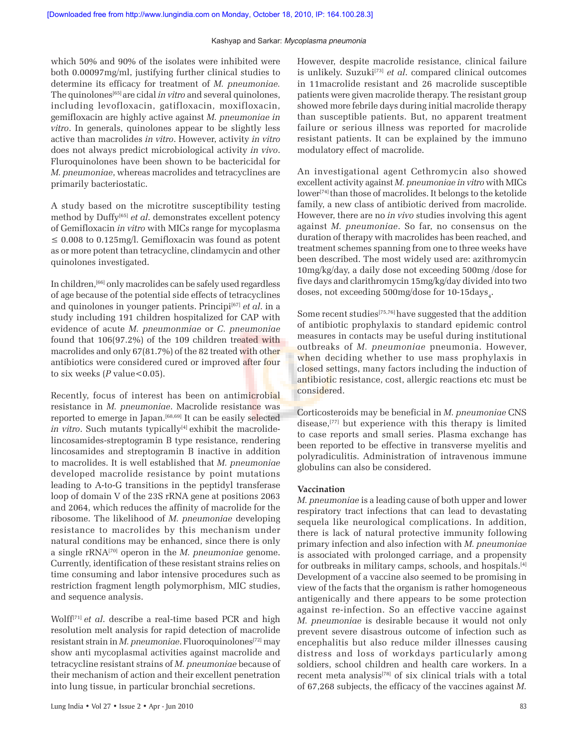which 50% and 90% of the isolates were inhibited were both 0.00097mg/ml, justifying further clinical studies to determine its efficacy for treatment of *M. pneumoniae*. The quinolones[65] are cidal *in vitro* and several quinolones, including levofloxacin, gatifloxacin, moxifloxacin, gemifloxacin are highly active against *M. pneumoniae in vitro*. In generals, quinolones appear to be slightly less active than macrolides *in vitro*. However, activity *in vitro* does not always predict microbiological activity *in vivo*. Fluroquinolones have been shown to be bactericidal for *M. pneumoniae*, whereas macrolides and tetracyclines are primarily bacteriostatic.

A study based on the microtitre susceptibility testing method by Duffy[65] *et al*. demonstrates excellent potency of Gemifloxacin *in vitro* with MICs range for mycoplasma ≤ 0.008 to 0.125mg/l. Gemifloxacin was found as potent as or more potent than tetracycline, clindamycin and other quinolones investigated.

In children,[66] only macrolides can be safely used regardless of age because of the potential side effects of tetracyclines and quinolones in younger patients. Principi[67] *et al*. in a study including 191 children hospitalized for CAP with evidence of acute *M. pneumonmiae* or *C. pneumoniae* found that 106(97.2%) of the 109 children treated with macrolides and only 67(81.7%) of the 82 treated with other antibiotics were considered cured or improved after four to six weeks (*P* value<0.05).

Recently, focus of interest has been on antimicrobial resistance in *M. pneumoniae*. Macrolide resistance was reported to emerge in Japan.[68,69] It can be easily selected *in vitro*. Such mutants typically[4] exhibit the macrolide-lincosamides-streptogramin B type resistance, rendering lincosamides and streptogramin B inactive in addition to macrolides. It is well established that *M. pneumoniae* developed macrolide resistance by point mutations leading to A-to-G transitions in the peptidyl transferase loop of domain V of the 23S rRNA gene at positions 2063 and 2064, which reduces the affinity of macrolide for the ribosome. The likelihood of *M. pneumoniae* developing resistance to macrolides by this mechanism under natural conditions may be enhanced, since there is only a single rRNA[70] operon in the *M. pneumoniae* genome. Currently, identification of these resistant strains relies on time consuming and labor intensive procedures such as restriction fragment length polymorphism, MIC studies, and sequence analysis.

Wolff[71] *et al*. describe a real-time based PCR and high resolution melt analysis for rapid detection of macrolide resistant strain in *M. pneumoniae*. Fluoroquinolones[72] may show anti mycoplasmal activities against macrolide and tetracycline resistant strains of *M. pneumoniae* because of their mechanism of action and their excellent penetration into lung tissue, in particular bronchial secretions.

However, despite macrolide resistance, clinical failure is unlikely. Suzuki[73] *et al*. compared clinical outcomes in 11macrolide resistant and 26 macrolide susceptible patients were given macrolide therapy. The resistant group showed more febrile days during initial macrolide therapy than susceptible patients. But, no apparent treatment failure or serious illness was reported for macrolide resistant patients. It can be explained by the immuno modulatory effect of macrolide.

An investigational agent Cethromycin also showed excellent activity against *M. pneumoniae in vitro* with MICs lower[74] than those of macrolides. It belongs to the ketolide family, a new class of antibiotic derived from macrolide. However, there are no *in vivo* studies involving this agent against *M. pneumoniae*. So far, no consensus on the duration of therapy with macrolides has been reached, and treatment schemes spanning from one to three weeks have been described. The most widely used are: azithromycin 10mg/kg/day, a daily dose not exceeding 500mg /dose for five days and clarithromycin 15mg/kg/day divided into two doses, not exceeding 500mg/dose for 10-15days$_4$.

Some recent studies[75,76] have suggested that the addition of antibiotic prophylaxis to standard epidemic control measures in contacts may be useful during institutional outbreaks of *M. pneumoniae* pneumonia. However, when deciding whether to use mass prophylaxis in closed settings, many factors including the induction of antibiotic resistance, cost, allergic reactions etc must be considered.

Corticosteroids may be beneficial in *M. pneumoniae* CNS disease,[77] but experience with this therapy is limited to case reports and small series. Plasma exchange has been reported to be effective in transverse myelitis and polyradiculitis. Administration of intravenous immune globulins can also be considered.

**Vaccination**

*M. pneumoniae* is a leading cause of both upper and lower respiratory tract infections that can lead to devastating sequela like neurological complications. In addition, there is lack of natural protective immunity following primary infection and also infection with *M. pneumoniae* is associated with prolonged carriage, and a propensity for outbreaks in military camps, schools, and hospitals.[4] Development of a vaccine also seemed to be promising in view of the facts that the organism is rather homogeneous antigenically and there appears to be some protection against re-infection. So an effective vaccine against *M. pneumoniae* is desirable because it would not only prevent severe disastrous outcome of infection such as encephalitis but also reduce milder illnesses causing distress and loss of workdays particularly among soldiers, school children and health care workers. In a recent meta analysis[78] of six clinical trials with a total of 67,268 subjects, the efficacy of the vaccines against *M.*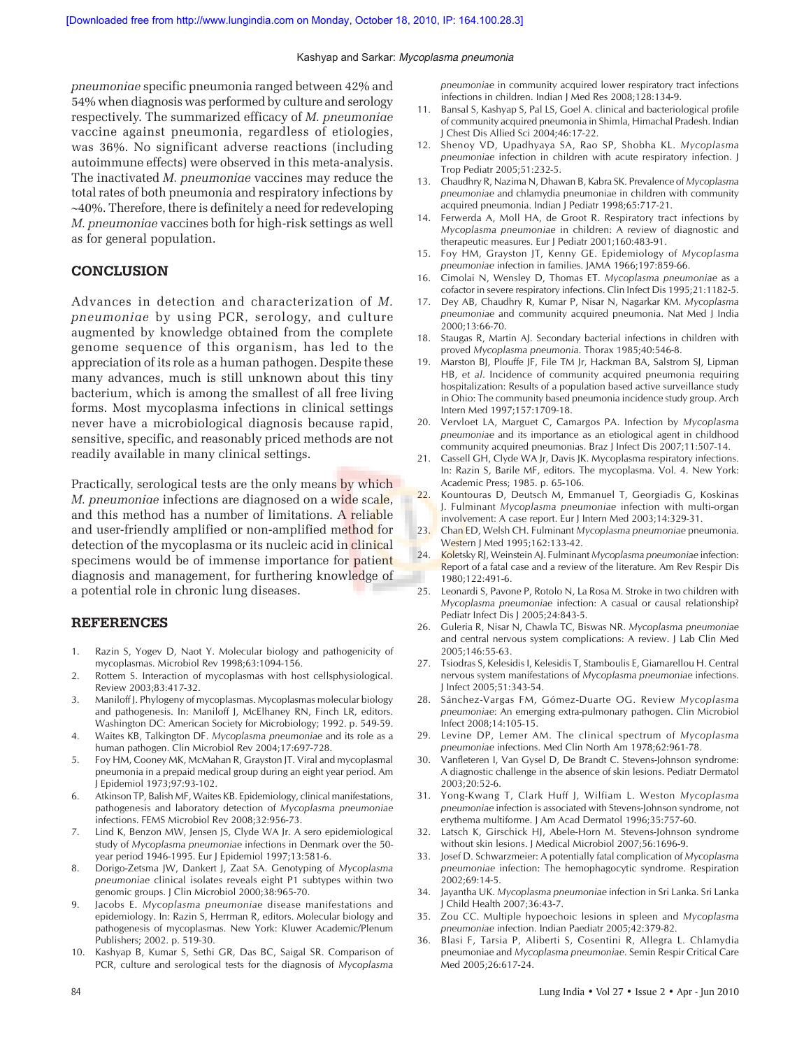*pneumoniae* specific pneumonia ranged between 42% and 54% when diagnosis was performed by culture and serology respectively. The summarized efficacy of *M. pneumoniae* vaccine against pneumonia, regardless of etiologies, was 36%. No significant adverse reactions (including autoimmune effects) were observed in this meta-analysis. The inactivated *M. pneumoniae* vaccines may reduce the total rates of both pneumonia and respiratory infections by ~40%. Therefore, there is definitely a need for redeveloping *M. pneumoniae* vaccines both for high-risk settings as well as for general population.

## CONCLUSION

Advances in detection and characterization of *M. pneumoniae* by using PCR, serology, and culture augmented by knowledge obtained from the complete genome sequence of this organism, has led to the appreciation of its role as a human pathogen. Despite these many advances, much is still unknown about this tiny bacterium, which is among the smallest of all free living forms. Most mycoplasma infections in clinical settings never have a microbiological diagnosis because rapid, sensitive, specific, and reasonably priced methods are not readily available in many clinical settings.

Practically, serological tests are the only means by which *M. pneumoniae* infections are diagnosed on a wide scale, and this method has a number of limitations. A reliable and user-friendly amplified or non-amplified method for detection of the mycoplasma or its nucleic acid in clinical specimens would be of immense importance for patient diagnosis and management, for furthering knowledge of a potential role in chronic lung diseases.

## REFERENCES

1. Razin S, Yogev D, Naot Y. Molecular biology and pathogenicity of mycoplasmas. Microbiol Rev 1998;63:1094-156.
2. Rottem S. Interaction of mycoplasmas with host cellsphysiological. Review 2003;83:417-32.
3. Maniloff J. Phylogeny of mycoplasmas. Mycoplasmas molecular biology and pathogenesis. In: Maniloff J, McElhaney RN, Finch LR, editors. Washington DC: American Society for Microbiology; 1992. p. 549-59.
4. Waites KB, Talkington DF. *Mycoplasma pneumoniae* and its role as a human pathogen. Clin Microbiol Rev 2004;17:697-728.
5. Foy HM, Cooney MK, McMahan R, Grayston JT. Viral and mycoplasmal pneumonia in a prepaid medical group during an eight year period. Am J Epidemiol 1973;97:93-102.
6. Atkinson TP, Balish MF, Waites KB. Epidemiology, clinical manifestations, pathogenesis and laboratory detection of *Mycoplasma pneumoniae* infections. FEMS Microbiol Rev 2008;32:956-73.
7. Lind K, Benzon MW, Jensen JS, Clyde WA Jr. A sero epidemiological study of *Mycoplasma pneumoniae* infections in Denmark over the 50-year period 1946-1995. Eur J Epidemiol 1997;13:581-6.
8. Dorigo-Zetsma JW, Dankert J, Zaat SA. Genotyping of *Mycoplasma pneumoniae* clinical isolates reveals eight P1 subtypes within two genomic groups. J Clin Microbiol 2000;38:965-70.
9. Jacobs E. *Mycoplasma pneumoniae* disease manifestations and epidemiology. In: Razin S, Herrman R, editors. Molecular biology and pathogenesis of mycoplasmas. New York: Kluwer Academic/Plenum Publishers; 2002. p. 519-30.
10. Kashyap B, Kumar S, Sethi GR, Das BC, Saigal SR. Comparison of PCR, culture and serological tests for the diagnosis of *Mycoplasma pneumoniae* in community acquired lower respiratory tract infections in children. Indian J Med Res 2008;128:134-9.
11. Bansal S, Kashyap S, Pal LS, Goel A. clinical and bacteriological profile of community acquired pneumonia in Shimla, Himachal Pradesh. Indian J Chest Dis Allied Sci 2004;46:17-22.
12. Shenoy VD, Upadhyaya SA, Rao SP, Shobha KL. *Mycoplasma pneumoniae* infection in children with acute respiratory infection. J Trop Pediatr 2005;51:232-5.
13. Chaudhry R, Nazima N, Dhawan B, Kabra SK. Prevalence of *Mycoplasma pneumoniae* and chlamydia pneumoniae in children with community acquired pneumonia. Indian J Pediatr 1998;65:717-21.
14. Ferwerda A, Moll HA, de Groot R. Respiratory tract infections by *Mycoplasma pneumoniae* in children: A review of diagnostic and therapeutic measures. Eur J Pediatr 2001;160:483-91.
15. Foy HM, Grayston JT, Kenny GE. Epidemiology of *Mycoplasma pneumoniae* infection in families. JAMA 1966;197:859-66.
16. Cimolai N, Wensley D, Thomas ET. *Mycoplasma pneumoniae* as a cofactor in severe respiratory infections. Clin Infect Dis 1995;21:1182-5.
17. Dey AB, Chaudhry R, Kumar P, Nisar N, Nagarkar KM. *Mycoplasma pneumoniae* and community acquired pneumonia. Nat Med J India 2000;13:66-70.
18. Staugas R, Martin AJ. Secondary bacterial infections in children with proved *Mycoplasma pneumonia*. Thorax 1985;40:546-8.
19. Marston BJ, Plouffe JF, File TM Jr, Hackman BA, Salstrom SJ, Lipman HB, *et al*. Incidence of community acquired pneumonia requiring hospitalization: Results of a population based active surveillance study in Ohio: The community based pneumonia incidence study group. Arch Intern Med 1997;157:1709-18.
20. Vervloet LA, Marguet C, Camargos PA. Infection by *Mycoplasma pneumoniae* and its importance as an etiological agent in childhood community acquired pneumonias. Braz J Infect Dis 2007;11:507-14.
21. Cassell GH, Clyde WA Jr, Davis JK. Mycoplasma respiratory infections. In: Razin S, Barile MF, editors. The mycoplasma. Vol. 4. New York: Academic Press; 1985. p. 65-106.
22. Kountouras D, Deutsch M, Emmanuel T, Georgiadis G, Koskinas J. Fulminant *Mycoplasma pneumoniae* infection with multi-organ involvement: A case report. Eur J Intern Med 2003;14:329-31.
23. Chan ED, Welsh CH. Fulminant *Mycoplasma pneumoniae* pneumonia. Western J Med 1995;162:133-42.
24. Koletsky RJ, Weinstein AJ. Fulminant *Mycoplasma pneumoniae* infection: Report of a fatal case and a review of the literature. Am Rev Respir Dis 1980;122:491-6.
25. Leonardi S, Pavone P, Rotolo N, La Rosa M. Stroke in two children with *Mycoplasma pneumoniae* infection: A casual or causal relationship? Pediatr Infect Dis J 2005;24:843-5.
26. Guleria R, Nisar N, Chawla TC, Biswas NR. *Mycoplasma pneumoniae* and central nervous system complications: A review. J Lab Clin Med 2005;146:55-63.
27. Tsiodras S, Kelesidis I, Kelesidis T, Stamboulis E, Giamarellou H. Central nervous system manifestations of *Mycoplasma pneumoniae* infections. J Infect 2005;51:343-54.
28. Sánchez-Vargas FM, Gómez-Duarte OG. Review *Mycoplasma pneumoniae*: An emerging extra-pulmonary pathogen. Clin Microbiol Infect 2008;14:105-15.
29. Levine DP, Lemer AM. The clinical spectrum of *Mycoplasma pneumoniae* infections. Med Clin North Am 1978;62:961-78.
30. Vanfleteren I, Van Gysel D, De Brandt C. Stevens-Johnson syndrome: A diagnostic challenge in the absence of skin lesions. Pediatr Dermatol 2003;20:52-6.
31. Yong-Kwang T, Clark Huff J, Wilfiam L. Weston *Mycoplasma pneumoniae* infection is associated with Stevens-Johnson syndrome, not erythema multiforme. J Am Acad Dermatol 1996;35:757-60.
32. Latsch K, Girschick HJ, Abele-Horn M. Stevens-Johnson syndrome without skin lesions. J Medical Microbiol 2007;56:1696-9.
33. Josef D. Schwarzmeier: A potentially fatal complication of *Mycoplasma pneumoniae* infection: The hemophagocytic syndrome. Respiration 2002;69:14-5.
34. Jayantha UK. *Mycoplasma pneumoniae* infection in Sri Lanka. Sri Lanka J Child Health 2007;36:43-7.
35. Zou CC. Multiple hypoechoic lesions in spleen and *Mycoplasma pneumoniae* infection. Indian Paediatr 2005;42:379-82.
36. Blasi F, Tarsia P, Aliberti S, Cosentini R, Allegra L. Chlamydia pneumoniae and *Mycoplasma pneumoniae*. Semin Respir Critical Care Med 2005;26:617-24.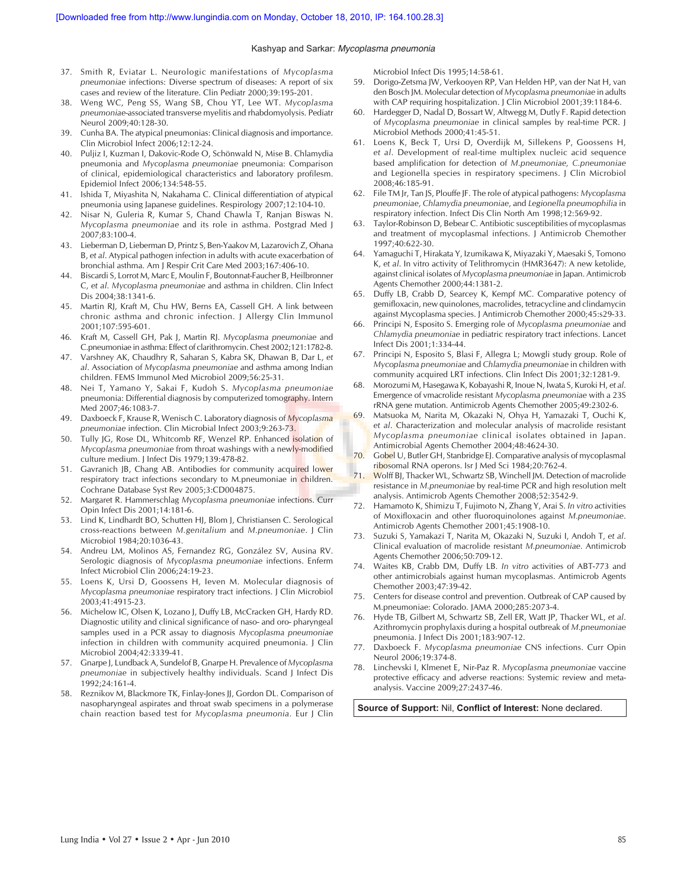37. Smith R, Eviatar L. Neurologic manifestations of *Mycoplasma pneumoniae* infections: Diverse spectrum of diseases: A report of six cases and review of the literature. Clin Pediatr 2000;39:195-201.
38. Weng WC, Peng SS, Wang SB, Chou YT, Lee WT. *Mycoplasma pneumoniae*-associated transverse myelitis and rhabdomyolysis. Pediatr Neurol 2009;40:128-30.
39. Cunha BA. The atypical pneumonias: Clinical diagnosis and importance. Clin Microbiol Infect 2006;12:12-24.
40. Puljiz I, Kuzman I, Dakovic-Rode O, Schönwald N, Mise B. Chlamydia pneumonia and *Mycoplasma pneumoniae* pneumonia: Comparison of clinical, epidemiological characteristics and laboratory profilesm. Epidemiol Infect 2006;134:548-55.
41. Ishida T, Miyashita N, Nakahama C. Clinical differentiation of atypical pneumonia using Japanese guidelines. Respirology 2007;12:104-10.
42. Nisar N, Guleria R, Kumar S, Chand Chawla T, Ranjan Biswas N. *Mycoplasma pneumoniae* and its role in asthma. Postgrad Med J 2007;83:100-4.
43. Lieberman D, Lieberman D, Printz S, Ben-Yaakov M, Lazarovich Z, Ohana B, *et al*. Atypical pathogen infection in adults with acute exacerbation of bronchial asthma. Am J Respir Crit Care Med 2003;167:406-10.
44. Biscardi S, Lorrot M, Marc E, Moulin F, Boutonnat-Faucher B, Heilbronner C, *et al*. *Mycoplasma pneumoniae* and asthma in children. Clin Infect Dis 2004;38:1341-6.
45. Martin RJ, Kraft M, Chu HW, Berns EA, Cassell GH. A link between chronic asthma and chronic infection. J Allergy Clin Immunol 2001;107:595-601.
46. Kraft M, Cassell GH, Pak J, Martin RJ. *Mycoplasma pneumoniae* and C.pneumoniae in asthma: Effect of clarithromycin. Chest 2002;121:1782-8.
47. Varshney AK, Chaudhry R, Saharan S, Kabra SK, Dhawan B, Dar L, *et al*. Association of *Mycoplasma pneumoniae* and asthma among Indian children. FEMS Immunol Med Microbiol 2009;56:25-31.
48. Nei T, Yamano Y, Sakai F, Kudoh S. *Mycoplasma pneumoniae* pneumonia: Differential diagnosis by computerized tomography. Intern Med 2007;46:1083-7.
49. Daxboeck F, Krause R, Wenisch C. Laboratory diagnosis of *Mycoplasma pneumoniae* infection. Clin Microbial Infect 2003;9:263-73.
50. Tully JG, Rose DL, Whitcomb RF, Wenzel RP. Enhanced isolation of *Mycoplasma pneumoniae* from throat washings with a newly-modified culture medium. J Infect Dis 1979;139:478-82.
51. Gavranich JB, Chang AB. Antibodies for community acquired lower respiratory tract infections secondary to M.pneumoniae in children. Cochrane Database Syst Rev 2005;3:CD004875.
52. Margaret R. Hammerschlag *Mycoplasma pneumoniae* infections. Curr Opin Infect Dis 2001;14:181-6.
53. Lind K, Lindhardt BO, Schutten HJ, Blom J, Christiansen C. Serological cross-reactions between *M.genitalium* and *M.pneumoniae*. J Clin Microbiol 1984;20:1036-43.
54. Andreu LM, Molinos AS, Fernandez RG, González SV, Ausina RV. Serologic diagnosis of *Mycoplasma pneumoniae* infections. Enferm Infect Microbiol Clin 2006;24:19-23.
55. Loens K, Ursi D, Goossens H, Ieven M. Molecular diagnosis of *Mycoplasma pneumoniae* respiratory tract infections. J Clin Microbiol 2003;41:4915-23.
56. Michelow IC, Olsen K, Lozano J, Duffy LB, McCracken GH, Hardy RD. Diagnostic utility and clinical significance of naso- and oro- pharyngeal samples used in a PCR assay to diagnosis *Mycoplasma pneumoniae* infection in children with community acquired pneumonia. J Clin Microbiol 2004;42:3339-41.
57. Gnarpe J, Lundback A, Sundelof B, Gnarpe H. Prevalence of *Mycoplasma pneumoniae* in subjectively healthy individuals. Scand J Infect Dis 1992;24:161-4.
58. Reznikov M, Blackmore TK, Finlay-Jones JJ, Gordon DL. Comparison of nasopharyngeal aspirates and throat swab specimens in a polymerase chain reaction based test for *Mycoplasma pneumonia*. Eur J Clin Microbiol Infect Dis 1995;14:58-61.
59. Dorigo-Zetsma JW, Verkooyen RP, Van Helden HP, van der Nat H, van den Bosch JM. Molecular detection of *Mycoplasma pneumoniae* in adults with CAP requiring hospitalization. J Clin Microbiol 2001;39:1184-6.
60. Hardegger D, Nadal D, Bossart W, Altwegg M, Dutly F. Rapid detection of *Mycoplasma pneumoniae* in clinical samples by real-time PCR. J Microbiol Methods 2000;41:45-51.
61. Loens K, Beck T, Ursi D, Overdijk M, Sillekens P, Goossens H, *et al*. Development of real-time multiplex nucleic acid sequence based amplification for detection of *M.pneumoniae, C.pneumoniae* and Legionella species in respiratory specimens. J Clin Microbiol 2008;46:185-91.
62. File TM Jr, Tan JS, Plouffe JF. The role of atypical pathogens: *Mycoplasma pneumoniae*, *Chlamydia pneumoniae*, and *Legionella pneumophilia* in respiratory infection. Infect Dis Clin North Am 1998;12:569-92.
63. Taylor-Robinson D, Bebear C. Antibiotic susceptibilities of mycoplasmas and treatment of mycoplasmal infections. J Antimicrob Chemother 1997;40:622-30.
64. Yamaguchi T, Hirakata Y, Izumikawa K, Miyazaki Y, Maesaki S, Tomono K, *et al*. In vitro activity of Telithromycin (HMR3647): A new ketolide, against clinical isolates of *Mycoplasma pneumoniae* in Japan. Antimicrob Agents Chemother 2000;44:1381-2.
65. Duffy LB, Crabb D, Searcey K, Kempf MC. Comparative potency of gemifloxacin, new quinolones, macrolides, tetracycline and clindamycin against Mycoplasma species. J Antimicrob Chemother 2000;45:s29-33.
66. Principi N, Esposito S. Emerging role of *Mycoplasma pneumoniae* and *Chlamydia pneumoniae* in pediatric respiratory tract infections. Lancet Infect Dis 2001;1:334-44.
67. Principi N, Esposito S, Blasi F, Allegra L; Mowgli study group. Role of *Mycoplasma pneumoniae* and *Chlamydia pneumoniae* in children with community acquired LRT infections. Clin Infect Dis 2001;32:1281-9.
68. Morozumi M, Hasegawa K, Kobayashi R, Inoue N, Iwata S, Kuroki H, *et al*. Emergence of vmacrolide resistant *Mycoplasma pneumoniae* with a 23S rRNA gene mutation. Antimicrob Agents Chemother 2005;49:2302-6.
69. Matsuoka M, Narita M, Okazaki N, Ohya H, Yamazaki T, Ouchi K, *et al*. Characterization and molecular analysis of macrolide resistant *Mycoplasma pneumoniae* clinical isolates obtained in Japan. Antimicrobial Agents Chemother 2004;48:4624-30.
70. Gobel U, Butler GH, Stanbridge EJ. Comparative analysis of mycoplasmal ribosomal RNA operons. Isr J Med Sci 1984;20:762-4.
71. Wolff BJ, Thacker WL, Schwartz SB, Winchell JM. Detection of macrolide resistance in *M.pneumoniae* by real-time PCR and high resolution melt analysis. Antimicrob Agents Chemother 2008;52:3542-9.
72. Hamamoto K, Shimizu T, Fujimoto N, Zhang Y, Arai S. *In vitro* activities of Moxifloxacin and other fluoroquinolones against *M.pneumoniae*. Antimicrob Agents Chemother 2001;45:1908-10.
73. Suzuki S, Yamakazi T, Narita M, Okazaki N, Suzuki I, Andoh T, *et al*. Clinical evaluation of macrolide resistant *M.pneumoniae*. Antimicrob Agents Chemother 2006;50:709-12.
74. Waites KB, Crabb DM, Duffy LB. *In vitro* activities of ABT-773 and other antimicrobials against human mycoplasmas. Antimicrob Agents Chemother 2003;47:39-42.
75. Centers for disease control and prevention. Outbreak of CAP caused by M.pneumoniae: Colorado. JAMA 2000;285:2073-4.
76. Hyde TB, Gilbert M, Schwartz SB, Zell ER, Watt JP, Thacker WL, *et al*. Azithromycin prophylaxis during a hospital outbreak of *M.pneumoniae* pneumonia. J Infect Dis 2001;183:907-12.
77. Daxboeck F. *Mycoplasma pneumoniae* CNS infections. Curr Opin Neurol 2006;19:374-8.
78. Linchevski I, Klmenet E, Nir-Paz R. *Mycoplasma pneumoniae* vaccine protective efficacy and adverse reactions: Systemic review and meta-analysis. Vaccine 2009;27:2437-46.

**Source of Support:** Nil, **Conflict of Interest:** None declared.